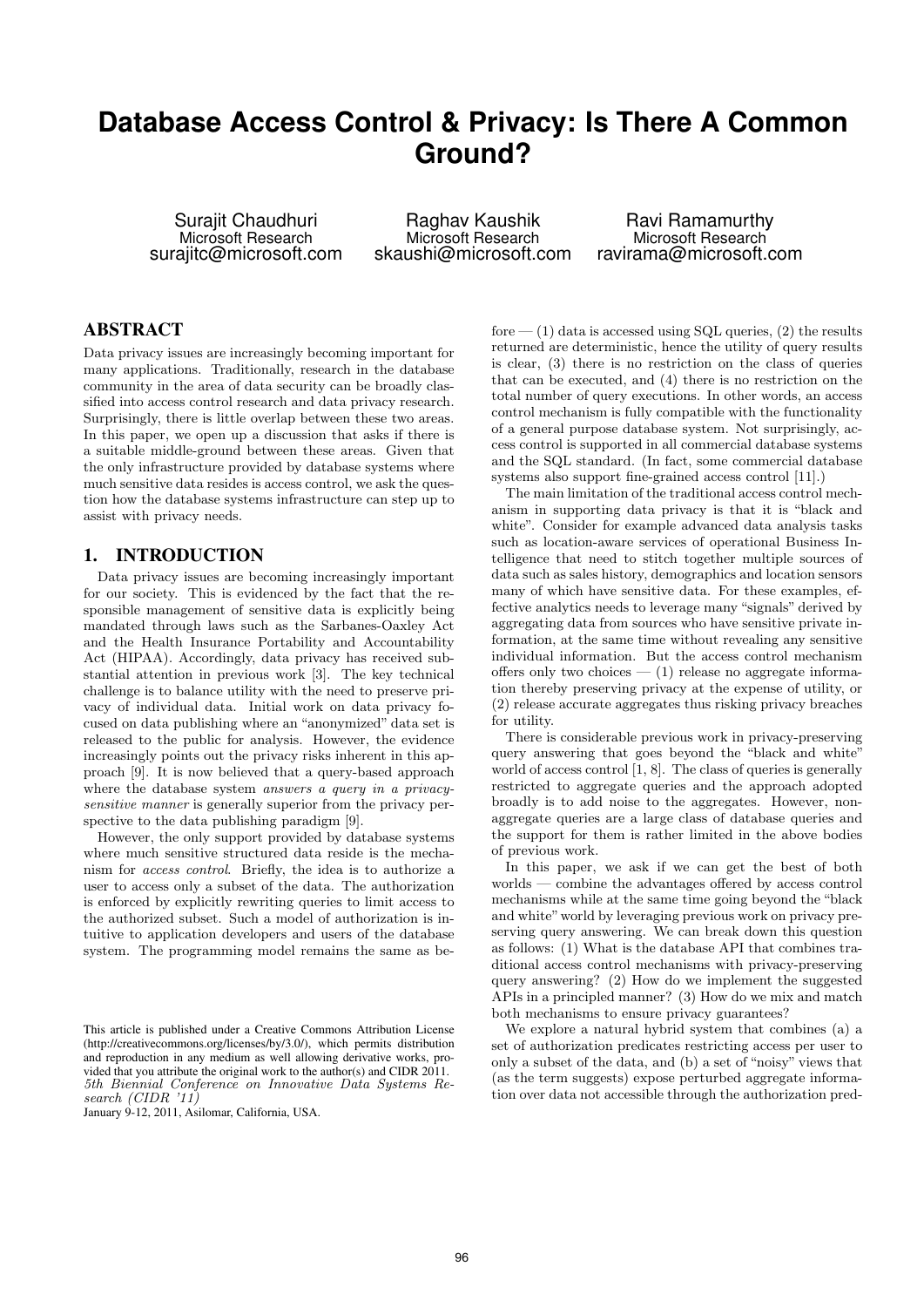# Database Access Control & Privacy: Is There A Common Ground?

Surajit Chaudhuri
Microsoft Research
surajitc@microsoft.com

Raghav Kaushik
Microsoft Research
skaushi@microsoft.com

Ravi Ramamurthy
Microsoft Research
ravirama@microsoft.com

## ABSTRACT

Data privacy issues are increasingly becoming important for many applications. Traditionally, research in the database community in the area of data security can be broadly classified into access control research and data privacy research. Surprisingly, there is little overlap between these two areas. In this paper, we open up a discussion that asks if there is a suitable middle-ground between these areas. Given that the only infrastructure provided by database systems where much sensitive data resides is access control, we ask the question how the database systems infrastructure can step up to assist with privacy needs.

## 1. INTRODUCTION

Data privacy issues are becoming increasingly important for our society. This is evidenced by the fact that the responsible management of sensitive data is explicitly being mandated through laws such as the Sarbanes-Oaxley Act and the Health Insurance Portability and Accountability Act (HIPAA). Accordingly, data privacy has received substantial attention in previous work [3]. The key technical challenge is to balance utility with the need to preserve privacy of individual data. Initial work on data privacy focused on data publishing where an "anonymized" data set is released to the public for analysis. However, the evidence increasingly points out the privacy risks inherent in this approach [9]. It is now believed that a query-based approach where the database system *answers a query in a privacy-sensitive manner* is generally superior from the privacy perspective to the data publishing paradigm [9].

However, the only support provided by database systems where much sensitive structured data reside is the mechanism for *access control*. Briefly, the idea is to authorize a user to access only a subset of the data. The authorization is enforced by explicitly rewriting queries to limit access to the authorized subset. Such a model of authorization is intuitive to application developers and users of the database system. The programming model remains the same as before — (1) data is accessed using SQL queries, (2) the results returned are deterministic, hence the utility of query results is clear, (3) there is no restriction on the class of queries that can be executed, and (4) there is no restriction on the total number of query executions. In other words, an access control mechanism is fully compatible with the functionality of a general purpose database system. Not surprisingly, access control is supported in all commercial database systems and the SQL standard. (In fact, some commercial database systems also support fine-grained access control [11].)

The main limitation of the traditional access control mechanism in supporting data privacy is that it is "black and white". Consider for example advanced data analysis tasks such as location-aware services of operational Business Intelligence that need to stitch together multiple sources of data such as sales history, demographics and location sensors many of which have sensitive data. For these examples, effective analytics needs to leverage many "signals" derived by aggregating data from sources who have sensitive private information, at the same time without revealing any sensitive individual information. But the access control mechanism offers only two choices — (1) release no aggregate information thereby preserving privacy at the expense of utility, or (2) release accurate aggregates thus risking privacy breaches for utility.

There is considerable previous work in privacy-preserving query answering that goes beyond the "black and white" world of access control [1, 8]. The class of queries is generally restricted to aggregate queries and the approach adopted broadly is to add noise to the aggregates. However, non-aggregate queries are a large class of database queries and the support for them is rather limited in the above bodies of previous work.

In this paper, we ask if we can get the best of both worlds — combine the advantages offered by access control mechanisms while at the same time going beyond the "black and white" world by leveraging previous work on privacy preserving query answering. We can break down this question as follows: (1) What is the database API that combines traditional access control mechanisms with privacy-preserving query answering? (2) How do we implement the suggested APIs in a principled manner? (3) How do we mix and match both mechanisms to ensure privacy guarantees?

We explore a natural hybrid system that combines (a) a set of authorization predicates restricting access per user to only a subset of the data, and (b) a set of "noisy" views that (as the term suggests) expose perturbed aggregate information over data not accessible through the authorization pred-

This article is published under a Creative Commons Attribution License (http://creativecommons.org/licenses/by/3.0/), which permits distribution and reproduction in any medium as well allowing derivative works, provided that you attribute the original work to the author(s) and CIDR 2011.
*5th Biennial Conference on Innovative Data Systems Research (CIDR '11)*
January 9-12, 2011, Asilomar, California, USA.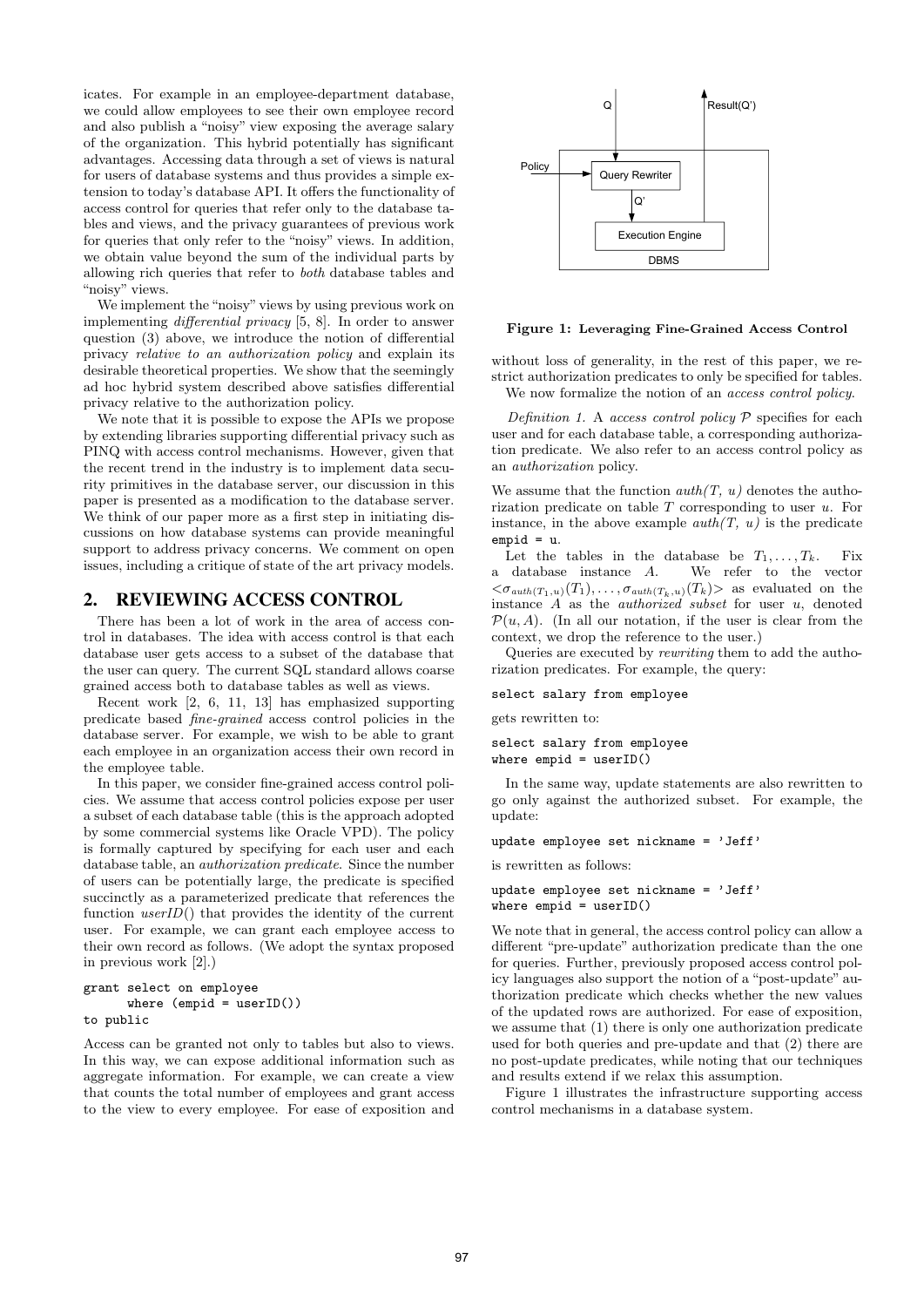icates. For example in an employee-department database, we could allow employees to see their own employee record and also publish a "noisy" view exposing the average salary of the organization. This hybrid potentially has significant advantages. Accessing data through a set of views is natural for users of database systems and thus provides a simple extension to today's database API. It offers the functionality of access control for queries that refer only to the database tables and views, and the privacy guarantees of previous work for queries that only refer to the "noisy" views. In addition, we obtain value beyond the sum of the individual parts by allowing rich queries that refer to *both* database tables and "noisy" views.

We implement the "noisy" views by using previous work on implementing *differential privacy* [5, 8]. In order to answer question (3) above, we introduce the notion of differential privacy *relative to an authorization policy* and explain its desirable theoretical properties. We show that the seemingly ad hoc hybrid system described above satisfies differential privacy relative to the authorization policy.

We note that it is possible to expose the APIs we propose by extending libraries supporting differential privacy such as PINQ with access control mechanisms. However, given that the recent trend in the industry is to implement data security primitives in the database server, our discussion in this paper is presented as a modification to the database server. We think of our paper more as a first step in initiating discussions on how database systems can provide meaningful support to address privacy concerns. We comment on open issues, including a critique of state of the art privacy models.

## 2. REVIEWING ACCESS CONTROL

There has been a lot of work in the area of access control in databases. The idea with access control is that each database user gets access to a subset of the database that the user can query. The current SQL standard allows coarse grained access both to database tables as well as views.

Recent work [2, 6, 11, 13] has emphasized supporting predicate based *fine-grained* access control policies in the database server. For example, we wish to be able to grant each employee in an organization access their own record in the employee table.

In this paper, we consider fine-grained access control policies. We assume that access control policies expose per user a subset of each database table (this is the approach adopted by some commercial systems like Oracle VPD). The policy is formally captured by specifying for each user and each database table, an *authorization predicate*. Since the number of users can be potentially large, the predicate is specified succinctly as a parameterized predicate that references the function *userID*() that provides the identity of the current user. For example, we can grant each employee access to their own record as follows. (We adopt the syntax proposed in previous work [2].)

```
grant select on employee
      where (empid = userID())
to public
```

Access can be granted not only to tables but also to views. In this way, we can expose additional information such as aggregate information. For example, we can create a view that counts the total number of employees and grant access to the view to every employee. For ease of exposition and without loss of generality, in the rest of this paper, we restrict authorization predicates to only be specified for tables.

We now formalize the notion of an *access control policy*.

*Definition 1.* A *access control policy* $\mathcal{P}$ specifies for each user and for each database table, a corresponding authorization predicate. We also refer to an access control policy as an *authorization* policy.

We assume that the function *auth(T, u)* denotes the authorization predicate on table $T$ corresponding to user $u$. For instance, in the above example *auth(T, u)* is the predicate `empid = u`.

Let the tables in the database be $T_1, \ldots, T_k$. Fix a database instance $A$. We refer to the vector $<\sigma_{auth(T_1,u)}(T_1), \ldots, \sigma_{auth(T_k,u)}(T_k)>$ as evaluated on the instance $A$ as the *authorized subset* for user $u$, denoted $\mathcal{P}(u, A)$. (In all our notation, if the user is clear from the context, we drop the reference to the user.)

Queries are executed by *rewriting* them to add the authorization predicates. For example, the query:

```
select salary from employee
```

gets rewritten to:

```
select salary from employee
where empid = userID()
```

In the same way, update statements are also rewritten to go only against the authorized subset. For example, the update:

```
update employee set nickname = 'Jeff'
```

is rewritten as follows:

```
update employee set nickname = 'Jeff'
where empid = userID()
```

We note that in general, the access control policy can allow a different "pre-update" authorization predicate than the one for queries. Further, previously proposed access control policy languages also support the notion of a "post-update" authorization predicate which checks whether the new values of the updated rows are authorized. For ease of exposition, we assume that (1) there is only one authorization predicate used for both queries and pre-update and that (2) there are no post-update predicates, while noting that our techniques and results extend if we relax this assumption.

Figure 1 illustrates the infrastructure supporting access control mechanisms in a database system.

**Figure 1: Leveraging Fine-Grained Access Control**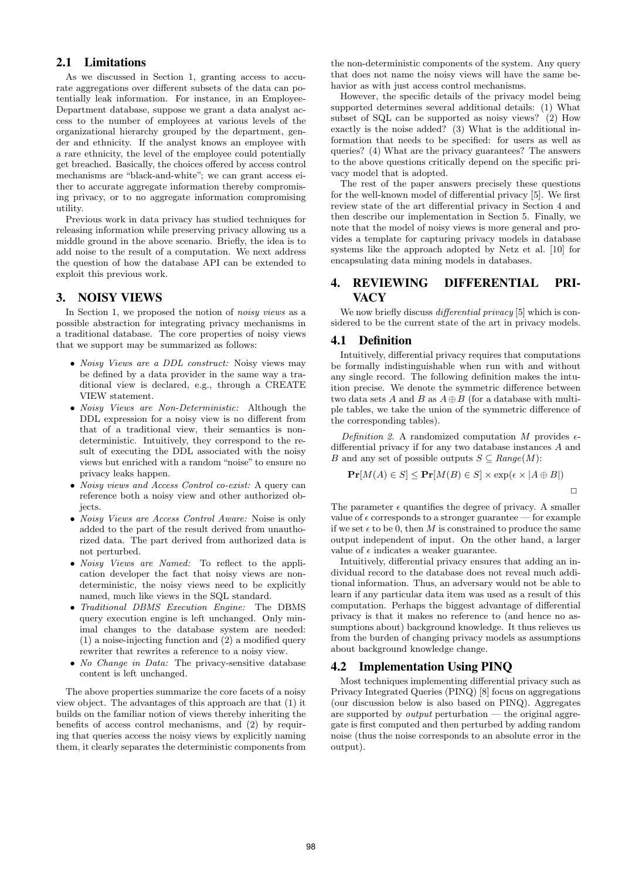## 2.1 Limitations

As we discussed in Section 1, granting access to accurate aggregations over different subsets of the data can potentially leak information. For instance, in an Employee-Department database, suppose we grant a data analyst access to the number of employees at various levels of the organizational hierarchy grouped by the department, gender and ethnicity. If the analyst knows an employee with a rare ethnicity, the level of the employee could potentially get breached. Basically, the choices offered by access control mechanisms are "black-and-white"; we can grant access either to accurate aggregate information thereby compromising privacy, or to no aggregate information compromising utility.

Previous work in data privacy has studied techniques for releasing information while preserving privacy allowing us a middle ground in the above scenario. Briefly, the idea is to add noise to the result of a computation. We next address the question of how the database API can be extended to exploit this previous work.

# 3. NOISY VIEWS

In Section 1, we proposed the notion of *noisy views* as a possible abstraction for integrating privacy mechanisms in a traditional database. The core properties of noisy views that we support may be summarized as follows:

- *Noisy Views are a DDL construct:* Noisy views may be defined by a data provider in the same way a traditional view is declared, e.g., through a CREATE VIEW statement.
- *Noisy Views are Non-Deterministic:* Although the DDL expression for a noisy view is no different from that of a traditional view, their semantics is non-deterministic. Intuitively, they correspond to the result of executing the DDL associated with the noisy views but enriched with a random "noise" to ensure no privacy leaks happen.
- *Noisy views and Access Control co-exist:* A query can reference both a noisy view and other authorized objects.
- *Noisy Views are Access Control Aware:* Noise is only added to the part of the result derived from unauthorized data. The part derived from authorized data is not perturbed.
- *Noisy Views are Named:* To reflect to the application developer the fact that noisy views are non-deterministic, the noisy views need to be explicitly named, much like views in the SQL standard.
- *Traditional DBMS Execution Engine:* The DBMS query execution engine is left unchanged. Only minimal changes to the database system are needed: (1) a noise-injecting function and (2) a modified query rewriter that rewrites a reference to a noisy view.
- *No Change in Data:* The privacy-sensitive database content is left unchanged.

The above properties summarize the core facets of a noisy view object. The advantages of this approach are that (1) it builds on the familiar notion of views thereby inheriting the benefits of access control mechanisms, and (2) by requiring that queries access the noisy views by explicitly naming them, it clearly separates the deterministic components from the non-deterministic components of the system. Any query that does not name the noisy views will have the same behavior as with just access control mechanisms.

However, the specific details of the privacy model being supported determines several additional details: (1) What subset of SQL can be supported as noisy views? (2) How exactly is the noise added? (3) What is the additional information that needs to be specified: for users as well as queries? (4) What are the privacy guarantees? The answers to the above questions critically depend on the specific privacy model that is adopted.

The rest of the paper answers precisely these questions for the well-known model of differential privacy [5]. We first review state of the art differential privacy in Section 4 and then describe our implementation in Section 5. Finally, we note that the model of noisy views is more general and provides a template for capturing privacy models in database systems like the approach adopted by Netz et al. [10] for encapsulating data mining models in databases.

# 4. REVIEWING DIFFERENTIAL PRIVACY

We now briefly discuss *differential privacy* [5] which is considered to be the current state of the art in privacy models.

## 4.1 Definition

Intuitively, differential privacy requires that computations be formally indistinguishable when run with and without any single record. The following definition makes the intuition precise. We denote the symmetric difference between two data sets $A$ and $B$ as $A \oplus B$ (for a database with multiple tables, we take the union of the symmetric difference of the corresponding tables).

*Definition 2.* A randomized computation $M$ provides $\epsilon$-differential privacy if for any two database instances $A$ and $B$ and any set of possible outputs $S \subseteq Range(M)$:

$$\mathbf{Pr}[M(A) \in S] \leq \mathbf{Pr}[M(B) \in S] \times \exp(\epsilon \times |A \oplus B|)$$

□

The parameter $\epsilon$ quantifies the degree of privacy. A smaller value of $\epsilon$ corresponds to a stronger guarantee — for example if we set $\epsilon$ to be 0, then $M$ is constrained to produce the same output independent of input. On the other hand, a larger value of $\epsilon$ indicates a weaker guarantee.

Intuitively, differential privacy ensures that adding an individual record to the database does not reveal much additional information. Thus, an adversary would not be able to learn if any particular data item was used as a result of this computation. Perhaps the biggest advantage of differential privacy is that it makes no reference to (and hence no assumptions about) background knowledge. It thus relieves us from the burden of changing privacy models as assumptions about background knowledge change.

## 4.2 Implementation Using PINQ

Most techniques implementing differential privacy such as Privacy Integrated Queries (PINQ) [8] focus on aggregations (our discussion below is also based on PINQ). Aggregates are supported by *output* perturbation — the original aggregate is first computed and then perturbed by adding random noise (thus the noise corresponds to an absolute error in the output).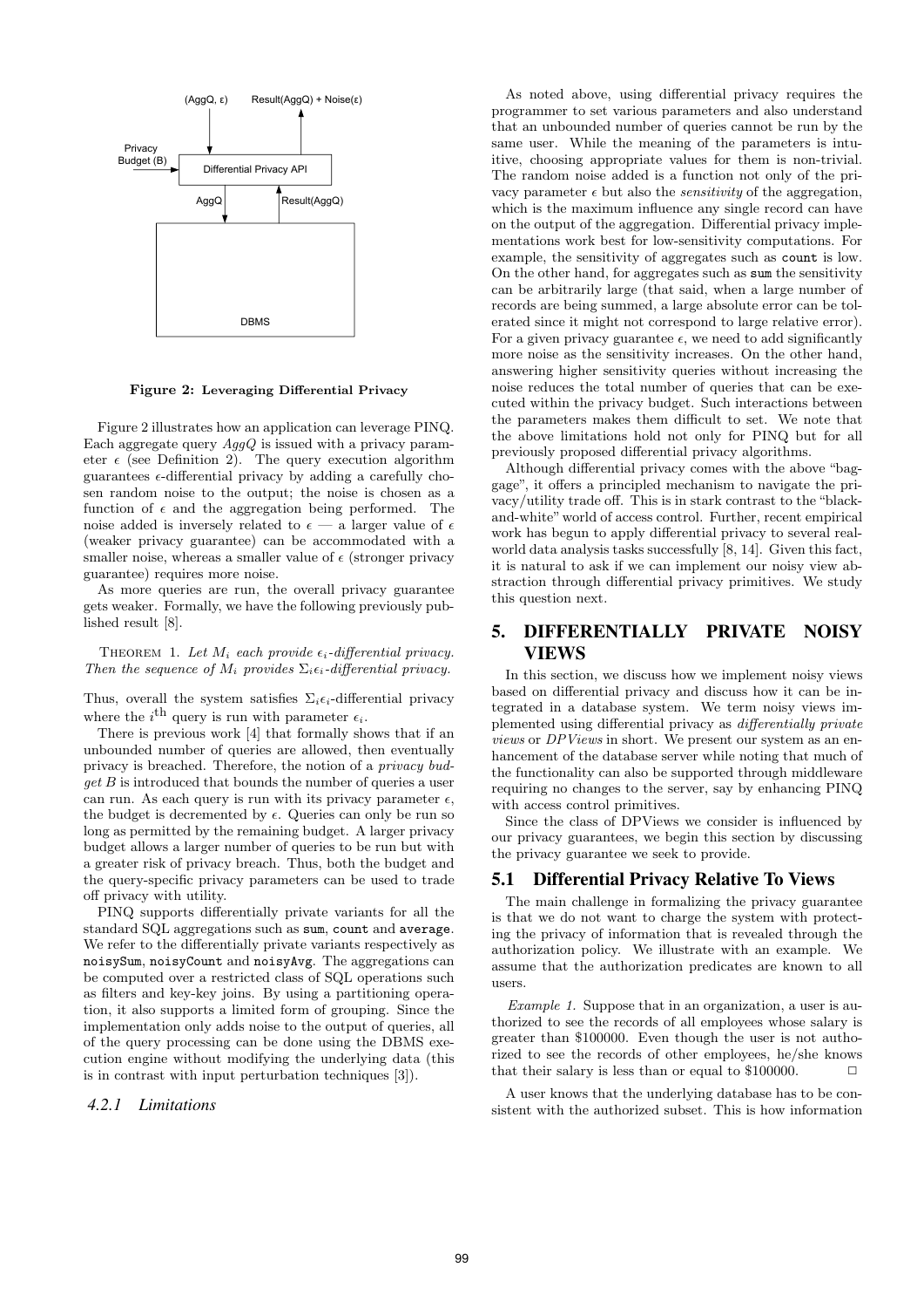(AggQ, ε) Result(AggQ) + Noise(ε)

Privacy Budget (B)

Differential Privacy API

AggQ Result(AggQ)

DBMS

**Figure 2: Leveraging Differential Privacy**

Figure 2 illustrates how an application can leverage PINQ. Each aggregate query $AggQ$ is issued with a privacy parameter $\epsilon$ (see Definition 2). The query execution algorithm guarantees $\epsilon$-differential privacy by adding a carefully chosen random noise to the output; the noise is chosen as a function of $\epsilon$ and the aggregation being performed. The noise added is inversely related to $\epsilon$ — a larger value of $\epsilon$ (weaker privacy guarantee) can be accommodated with a smaller noise, whereas a smaller value of $\epsilon$ (stronger privacy guarantee) requires more noise.

As more queries are run, the overall privacy guarantee gets weaker. Formally, we have the following previously published result [8].

THEOREM 1. *Let $M_i$ each provide $\epsilon_i$-differential privacy. Then the sequence of $M_i$ provides $\Sigma_i \epsilon_i$-differential privacy.*

Thus, overall the system satisfies $\Sigma_i \epsilon_i$-differential privacy where the $i^{\text{th}}$ query is run with parameter $\epsilon_i$.

There is previous work [4] that formally shows that if an unbounded number of queries are allowed, then eventually privacy is breached. Therefore, the notion of a *privacy budget* $B$ is introduced that bounds the number of queries a user can run. As each query is run with its privacy parameter $\epsilon$, the budget is decremented by $\epsilon$. Queries can only be run so long as permitted by the remaining budget. A larger privacy budget allows a larger number of queries to be run but with a greater risk of privacy breach. Thus, both the budget and the query-specific privacy parameters can be used to trade off privacy with utility.

PINQ supports differentially private variants for all the standard SQL aggregations such as `sum`, `count` and `average`. We refer to the differentially private variants respectively as `noisySum`, `noisyCount` and `noisyAvg`. The aggregations can be computed over a restricted class of SQL operations such as filters and key-key joins. By using a partitioning operation, it also supports a limited form of grouping. Since the implementation only adds noise to the output of queries, all of the query processing can be done using the DBMS execution engine without modifying the underlying data (this is in contrast with input perturbation techniques [3]).

#### *4.2.1 Limitations*

As noted above, using differential privacy requires the programmer to set various parameters and also understand that an unbounded number of queries cannot be run by the same user. While the meaning of the parameters is intuitive, choosing appropriate values for them is non-trivial. The random noise added is a function not only of the privacy parameter $\epsilon$ but also the *sensitivity* of the aggregation, which is the maximum influence any single record can have on the output of the aggregation. Differential privacy implementations work best for low-sensitivity computations. For example, the sensitivity of aggregates such as `count` is low. On the other hand, for aggregates such as `sum` the sensitivity can be arbitrarily large (that said, when a large number of records are being summed, a large absolute error can be tolerated since it might not correspond to large relative error). For a given privacy guarantee $\epsilon$, we need to add significantly more noise as the sensitivity increases. On the other hand, answering higher sensitivity queries without increasing the noise reduces the total number of queries that can be executed within the privacy budget. Such interactions between the parameters makes them difficult to set. We note that the above limitations hold not only for PINQ but for all previously proposed differential privacy algorithms.

Although differential privacy comes with the above "baggage", it offers a principled mechanism to navigate the privacy/utility trade off. This is in stark contrast to the "black-and-white" world of access control. Further, recent empirical work has begun to apply differential privacy to several real-world data analysis tasks successfully [8, 14]. Given this fact, it is natural to ask if we can implement our noisy view abstraction through differential privacy primitives. We study this question next.

## 5. DIFFERENTIALLY PRIVATE NOISY VIEWS

In this section, we discuss how we implement noisy views based on differential privacy and discuss how it can be integrated in a database system. We term noisy views implemented using differential privacy as *differentially private views* or *DPViews* in short. We present our system as an enhancement of the database server while noting that much of the functionality can also be supported through middleware requiring no changes to the server, say by enhancing PINQ with access control primitives.

Since the class of DPViews we consider is influenced by our privacy guarantees, we begin this section by discussing the privacy guarantee we seek to provide.

### 5.1 Differential Privacy Relative To Views

The main challenge in formalizing the privacy guarantee is that we do not want to charge the system with protecting the privacy of information that is revealed through the authorization policy. We illustrate with an example. We assume that the authorization predicates are known to all users.

*Example 1.* Suppose that in an organization, a user is authorized to see the records of all employees whose salary is greater than \$100000. Even though the user is not authorized to see the records of other employees, he/she knows that their salary is less than or equal to \$100000. □

A user knows that the underlying database has to be consistent with the authorized subset. This is how information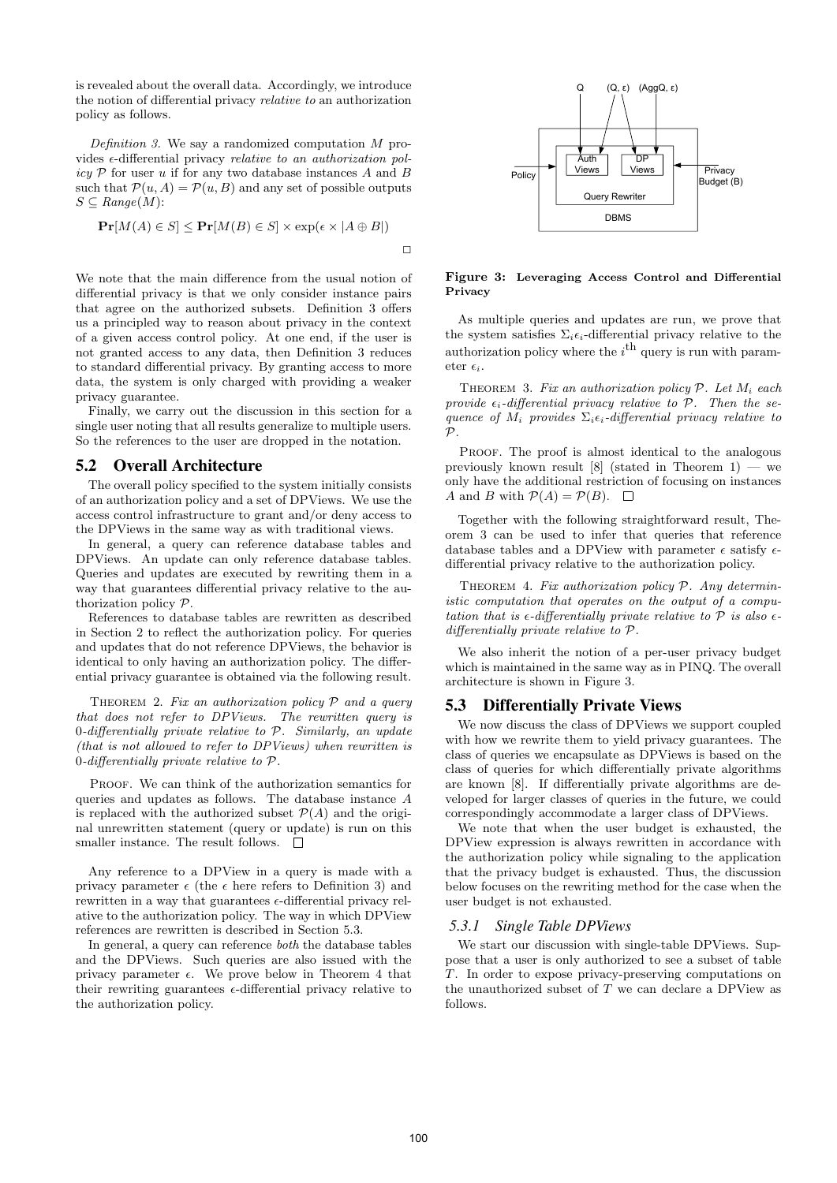is revealed about the overall data. Accordingly, we introduce the notion of differential privacy *relative to* an authorization policy as follows.

*Definition 3.* We say a randomized computation $M$ provides $\epsilon$-differential privacy *relative to an authorization policy* $\mathcal{P}$ for user $u$ if for any two database instances $A$ and $B$ such that $\mathcal{P}(u, A) = \mathcal{P}(u, B)$ and any set of possible outputs $S \subseteq Range(M)$:

$$\mathbf{Pr}[M(A) \in S] \leq \mathbf{Pr}[M(B) \in S] \times \exp(\epsilon \times |A \oplus B|)$$

□

We note that the main difference from the usual notion of differential privacy is that we only consider instance pairs that agree on the authorized subsets. Definition 3 offers us a principled way to reason about privacy in the context of a given access control policy. At one end, if the user is not granted access to any data, then Definition 3 reduces to standard differential privacy. By granting access to more data, the system is only charged with providing a weaker privacy guarantee.

Finally, we carry out the discussion in this section for a single user noting that all results generalize to multiple users. So the references to the user are dropped in the notation.

## 5.2 Overall Architecture

The overall policy specified to the system initially consists of an authorization policy and a set of DPViews. We use the access control infrastructure to grant and/or deny access to the DPViews in the same way as with traditional views.

In general, a query can reference database tables and DPViews. An update can only reference database tables. Queries and updates are executed by rewriting them in a way that guarantees differential privacy relative to the authorization policy $\mathcal{P}$.

References to database tables are rewritten as described in Section 2 to reflect the authorization policy. For queries and updates that do not reference DPViews, the behavior is identical to only having an authorization policy. The differential privacy guarantee is obtained via the following result.

THEOREM 2. *Fix an authorization policy $\mathcal{P}$ and a query that does not refer to DPViews. The rewritten query is 0-differentially private relative to $\mathcal{P}$. Similarly, an update (that is not allowed to refer to DPViews) when rewritten is 0-differentially private relative to $\mathcal{P}$.*

PROOF. We can think of the authorization semantics for queries and updates as follows. The database instance $A$ is replaced with the authorized subset $\mathcal{P}(A)$ and the original unrewritten statement (query or update) is run on this smaller instance. The result follows. □

Any reference to a DPView in a query is made with a privacy parameter $\epsilon$ (the $\epsilon$ here refers to Definition 3) and rewritten in a way that guarantees $\epsilon$-differential privacy relative to the authorization policy. The way in which DPView references are rewritten is described in Section 5.3.

In general, a query can reference *both* the database tables and the DPViews. Such queries are also issued with the privacy parameter $\epsilon$. We prove below in Theorem 4 that their rewriting guarantees $\epsilon$-differential privacy relative to the authorization policy.

**Figure 3: Leveraging Access Control and Differential Privacy**

As multiple queries and updates are run, we prove that the system satisfies $\Sigma_i \epsilon_i$-differential privacy relative to the authorization policy where the $i^{\text{th}}$ query is run with parameter $\epsilon_i$.

THEOREM 3. *Fix an authorization policy $\mathcal{P}$. Let $M_i$ each provide $\epsilon_i$-differential privacy relative to $\mathcal{P}$. Then the sequence of $M_i$ provides $\Sigma_i \epsilon_i$-differential privacy relative to $\mathcal{P}$.*

PROOF. The proof is almost identical to the analogous previously known result [8] (stated in Theorem 1) — we only have the additional restriction of focusing on instances $A$ and $B$ with $\mathcal{P}(A) = \mathcal{P}(B)$. □

Together with the following straightforward result, Theorem 3 can be used to infer that queries that reference database tables and a DPView with parameter $\epsilon$ satisfy $\epsilon$-differential privacy relative to the authorization policy.

THEOREM 4. *Fix authorization policy $\mathcal{P}$. Any deterministic computation that operates on the output of a computation that is $\epsilon$-differentially private relative to $\mathcal{P}$ is also $\epsilon$-differentially private relative to $\mathcal{P}$.*

We also inherit the notion of a per-user privacy budget which is maintained in the same way as in PINQ. The overall architecture is shown in Figure 3.

## 5.3 Differentially Private Views

We now discuss the class of DPViews we support coupled with how we rewrite them to yield privacy guarantees. The class of queries we encapsulate as DPViews is based on the class of queries for which differentially private algorithms are known [8]. If differentially private algorithms are developed for larger classes of queries in the future, we could correspondingly accommodate a larger class of DPViews.

We note that when the user budget is exhausted, the DPView expression is always rewritten in accordance with the authorization policy while signaling to the application that the privacy budget is exhausted. Thus, the discussion below focuses on the rewriting method for the case when the user budget is not exhausted.

### 5.3.1 Single Table DPViews

We start our discussion with single-table DPViews. Suppose that a user is only authorized to see a subset of table $T$. In order to expose privacy-preserving computations on the unauthorized subset of $T$ we can declare a DPView as follows.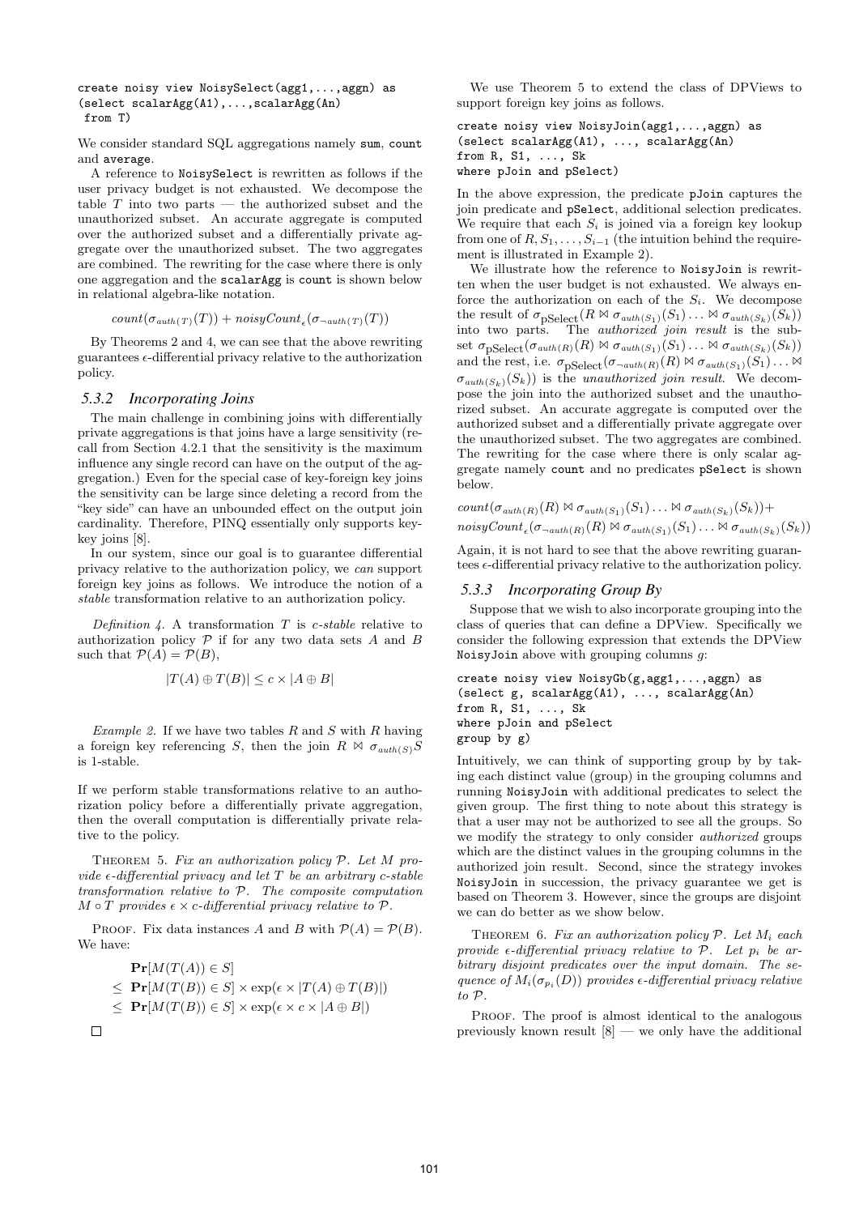```
create noisy view NoisySelect(agg1,...,aggn) as
(select scalarAgg(A1),...,scalarAgg(An)
 from T)
```

We consider standard SQL aggregations namely `sum`, `count` and `average`.

A reference to `NoisySelect` is rewritten as follows if the user privacy budget is not exhausted. We decompose the table $T$ into two parts — the authorized subset and the unauthorized subset. An accurate aggregate is computed over the authorized subset and a differentially private aggregate over the unauthorized subset. The two aggregates are combined. The rewriting for the case where there is only one aggregation and the `scalarAgg` is `count` is shown below in relational algebra-like notation.

$$count(\sigma_{auth(T)}(T)) + noisyCount_{\epsilon}(\sigma_{\neg auth(T)}(T))$$

By Theorems 2 and 4, we can see that the above rewriting guarantees $\epsilon$-differential privacy relative to the authorization policy.

### 5.3.2 Incorporating Joins

The main challenge in combining joins with differentially private aggregations is that joins have a large sensitivity (recall from Section 4.2.1 that the sensitivity is the maximum influence any single record can have on the output of the aggregation.) Even for the special case of key-foreign key joins the sensitivity can be large since deleting a record from the "key side" can have an unbounded effect on the output join cardinality. Therefore, PINQ essentially only supports key-key joins [8].

In our system, since our goal is to guarantee differential privacy relative to the authorization policy, we *can* support foreign key joins as follows. We introduce the notion of a *stable* transformation relative to an authorization policy.

*Definition 4.* A transformation $T$ is *c-stable* relative to authorization policy $\mathcal{P}$ if for any two data sets $A$ and $B$ such that $\mathcal{P}(A) = \mathcal{P}(B)$,

$$|T(A) \oplus T(B)| \leq c \times |A \oplus B|$$

*Example 2.* If we have two tables $R$ and $S$ with $R$ having a foreign key referencing $S$, then the join $R \bowtie \sigma_{auth(S)}S$ is 1-stable.

If we perform stable transformations relative to an authorization policy before a differentially private aggregation, then the overall computation is differentially private relative to the policy.

THEOREM 5. *Fix an authorization policy $\mathcal{P}$. Let $M$ provide $\epsilon$-differential privacy and let $T$ be an arbitrary $c$-stable transformation relative to $\mathcal{P}$. The composite computation $M \circ T$ provides $\epsilon \times c$-differential privacy relative to $\mathcal{P}$.*

PROOF. Fix data instances $A$ and $B$ with $\mathcal{P}(A) = \mathcal{P}(B)$. We have:

$$\begin{aligned}
&\mathbf{Pr}[M(T(A)) \in S] \\
\leq\ &\mathbf{Pr}[M(T(B)) \in S] \times \exp(\epsilon \times |T(A) \oplus T(B)|) \\
\leq\ &\mathbf{Pr}[M(T(B)) \in S] \times \exp(\epsilon \times c \times |A \oplus B|)
\end{aligned}$$

□

We use Theorem 5 to extend the class of DPViews to support foreign key joins as follows.

```
create noisy view NoisyJoin(agg1,...,aggn) as
(select scalarAgg(A1), ..., scalarAgg(An)
from R, S1, ..., Sk
where pJoin and pSelect)
```

In the above expression, the predicate `pJoin` captures the join predicate and `pSelect`, additional selection predicates. We require that each $S_i$ is joined via a foreign key lookup from one of $R, S_1, \ldots, S_{i-1}$ (the intuition behind the requirement is illustrated in Example 2).

We illustrate how the reference to `NoisyJoin` is rewritten when the user budget is not exhausted. We always enforce the authorization on each of the $S_i$. We decompose the result of $\sigma_{\text{pSelect}}(R \bowtie \sigma_{auth(S_1)}(S_1) \ldots \bowtie \sigma_{auth(S_k)}(S_k))$ into two parts. The *authorized join result* is the subset $\sigma_{\text{pSelect}}(\sigma_{auth(R)}(R) \bowtie \sigma_{auth(S_1)}(S_1) \ldots \bowtie \sigma_{auth(S_k)}(S_k))$ and the rest, i.e. $\sigma_{\text{pSelect}}(\sigma_{\neg auth(R)}(R) \bowtie \sigma_{auth(S_1)}(S_1) \ldots \bowtie \sigma_{auth(S_k)}(S_k))$ is the *unauthorized join result*. We decompose the join into the authorized subset and the unauthorized subset. An accurate aggregate is computed over the authorized subset and a differentially private aggregate over the unauthorized subset. The two aggregates are combined. The rewriting for the case where there is only scalar aggregate namely `count` and no predicates `pSelect` is shown below.

$$count(\sigma_{auth(R)}(R) \bowtie \sigma_{auth(S_1)}(S_1) \ldots \bowtie \sigma_{auth(S_k)}(S_k)) +$$
$$noisyCount_{\epsilon}(\sigma_{\neg auth(R)}(R) \bowtie \sigma_{auth(S_1)}(S_1) \ldots \bowtie \sigma_{auth(S_k)}(S_k))$$

Again, it is not hard to see that the above rewriting guarantees $\epsilon$-differential privacy relative to the authorization policy.

### 5.3.3 Incorporating Group By

Suppose that we wish to also incorporate grouping into the class of queries that can define a DPView. Specifically we consider the following expression that extends the DPView `NoisyJoin` above with grouping columns $g$:

```
create noisy view NoisyGb(g,agg1,...,aggn) as
(select g, scalarAgg(A1), ..., scalarAgg(An)
from R, S1, ..., Sk
where pJoin and pSelect
group by g)
```

Intuitively, we can think of supporting group by by taking each distinct value (group) in the grouping columns and running `NoisyJoin` with additional predicates to select the given group. The first thing to note about this strategy is that a user may not be authorized to see all the groups. So we modify the strategy to only consider *authorized* groups which are the distinct values in the grouping columns in the authorized join result. Second, since the strategy invokes `NoisyJoin` in succession, the privacy guarantee we get is based on Theorem 3. However, since the groups are disjoint we can do better as we show below.

THEOREM 6. *Fix an authorization policy $\mathcal{P}$. Let $M_i$ each provide $\epsilon$-differential privacy relative to $\mathcal{P}$. Let $p_i$ be arbitrary disjoint predicates over the input domain. The sequence of $M_i(\sigma_{p_i}(D))$ provides $\epsilon$-differential privacy relative to $\mathcal{P}$.*

PROOF. The proof is almost identical to the analogous previously known result [8] — we only have the additional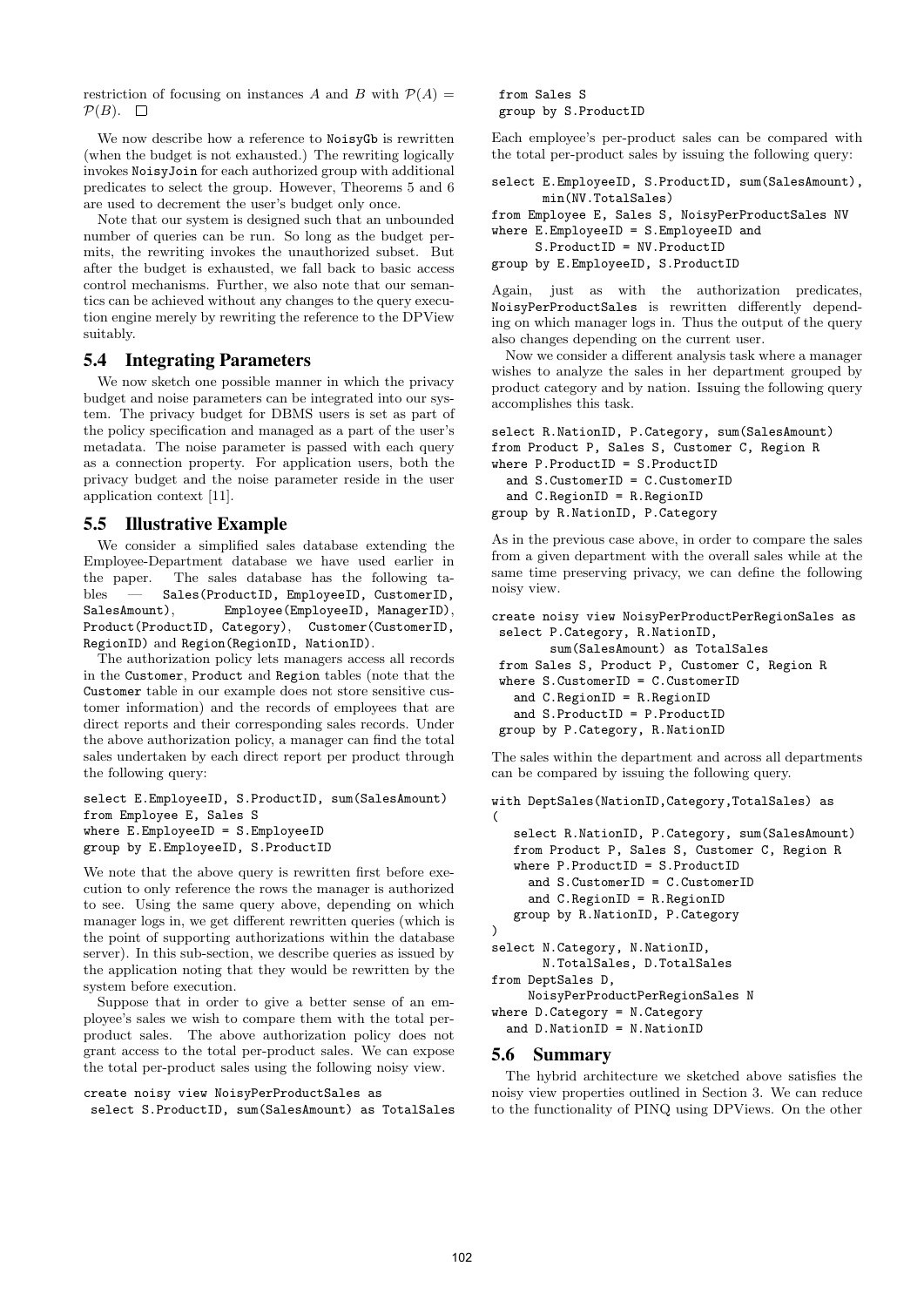restriction of focusing on instances $A$ and $B$ with $\mathcal{P}(A) = \mathcal{P}(B)$. □

We now describe how a reference to NoisyGb is rewritten (when the budget is not exhausted.) The rewriting logically invokes NoisyJoin for each authorized group with additional predicates to select the group. However, Theorems 5 and 6 are used to decrement the user's budget only once.

Note that our system is designed such that an unbounded number of queries can be run. So long as the budget permits, the rewriting invokes the unauthorized subset. But after the budget is exhausted, we fall back to basic access control mechanisms. Further, we also note that our semantics can be achieved without any changes to the query execution engine merely by rewriting the reference to the DPView suitably.

## 5.4 Integrating Parameters

We now sketch one possible manner in which the privacy budget and noise parameters can be integrated into our system. The privacy budget for DBMS users is set as part of the policy specification and managed as a part of the user's metadata. The noise parameter is passed with each query as a connection property. For application users, both the privacy budget and the noise parameter reside in the user application context [11].

## 5.5 Illustrative Example

We consider a simplified sales database extending the Employee-Department database we have used earlier in the paper. The sales database has the following tables — Sales(ProductID, EmployeeID, CustomerID, SalesAmount), Employee(EmployeeID, ManagerID), Product(ProductID, Category), Customer(CustomerID, RegionID) and Region(RegionID, NationID).

The authorization policy lets managers access all records in the Customer, Product and Region tables (note that the Customer table in our example does not store sensitive customer information) and the records of employees that are direct reports and their corresponding sales records. Under the above authorization policy, a manager can find the total sales undertaken by each direct report per product through the following query:

```
select E.EmployeeID, S.ProductID, sum(SalesAmount)
from Employee E, Sales S
where E.EmployeeID = S.EmployeeID
group by E.EmployeeID, S.ProductID
```

We note that the above query is rewritten first before execution to only reference the rows the manager is authorized to see. Using the same query above, depending on which manager logs in, we get different rewritten queries (which is the point of supporting authorizations within the database server). In this sub-section, we describe queries as issued by the application noting that they would be rewritten by the system before execution.

Suppose that in order to give a better sense of an employee's sales we wish to compare them with the total per-product sales. The above authorization policy does not grant access to the total per-product sales. We can expose the total per-product sales using the following noisy view.

```
create noisy view NoisyPerProductSales as
 select S.ProductID, sum(SalesAmount) as TotalSales
 from Sales S
 group by S.ProductID
```

Each employee's per-product sales can be compared with the total per-product sales by issuing the following query:

```
select E.EmployeeID, S.ProductID, sum(SalesAmount),
       min(NV.TotalSales)
from Employee E, Sales S, NoisyPerProductSales NV
where E.EmployeeID = S.EmployeeID and
      S.ProductID = NV.ProductID
group by E.EmployeeID, S.ProductID
```

Again, just as with the authorization predicates, NoisyPerProductSales is rewritten differently depending on which manager logs in. Thus the output of the query also changes depending on the current user.

Now we consider a different analysis task where a manager wishes to analyze the sales in her department grouped by product category and by nation. Issuing the following query accomplishes this task.

```
select R.NationID, P.Category, sum(SalesAmount)
from Product P, Sales S, Customer C, Region R
where P.ProductID = S.ProductID
  and S.CustomerID = C.CustomerID
  and C.RegionID = R.RegionID
group by R.NationID, P.Category
```

As in the previous case above, in order to compare the sales from a given department with the overall sales while at the same time preserving privacy, we can define the following noisy view.

```
create noisy view NoisyPerProductPerRegionSales as
 select P.Category, R.NationID,
        sum(SalesAmount) as TotalSales
 from Sales S, Product P, Customer C, Region R
 where S.CustomerID = C.CustomerID
   and C.RegionID = R.RegionID
   and S.ProductID = P.ProductID
 group by P.Category, R.NationID
```

The sales within the department and across all departments can be compared by issuing the following query.

```
with DeptSales(NationID,Category,TotalSales) as
(
   select R.NationID, P.Category, sum(SalesAmount)
   from Product P, Sales S, Customer C, Region R
   where P.ProductID = S.ProductID
     and S.CustomerID = C.CustomerID
     and C.RegionID = R.RegionID
   group by R.NationID, P.Category
)
select N.Category, N.NationID,
       N.TotalSales, D.TotalSales
from DeptSales D,
     NoisyPerProductPerRegionSales N
where D.Category = N.Category
  and D.NationID = N.NationID
```

## 5.6 Summary

The hybrid architecture we sketched above satisfies the noisy view properties outlined in Section 3. We can reduce to the functionality of PINQ using DPViews. On the other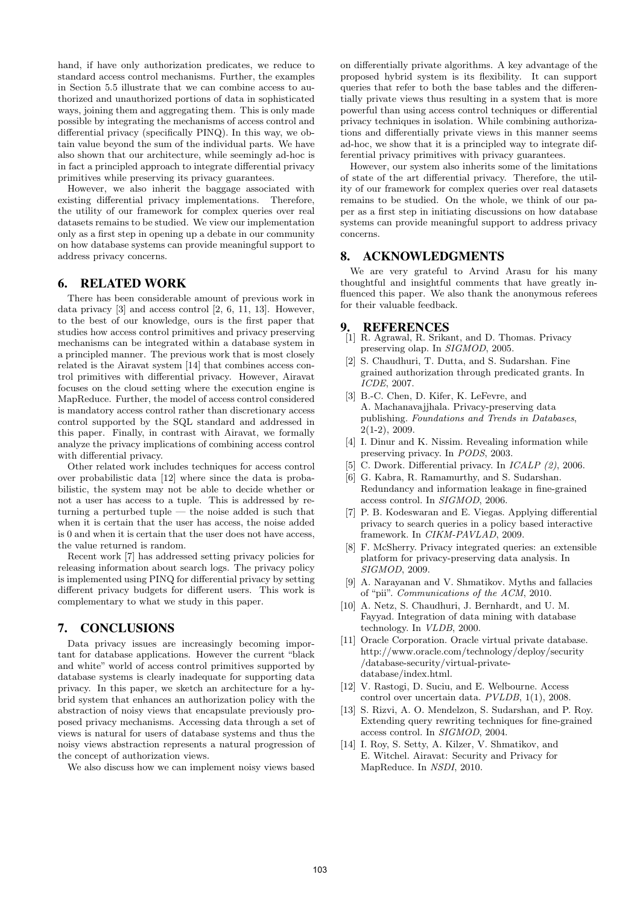hand, if have only authorization predicates, we reduce to standard access control mechanisms. Further, the examples in Section 5.5 illustrate that we can combine access to authorized and unauthorized portions of data in sophisticated ways, joining them and aggregating them. This is only made possible by integrating the mechanisms of access control and differential privacy (specifically PINQ). In this way, we obtain value beyond the sum of the individual parts. We have also shown that our architecture, while seemingly ad-hoc is in fact a principled approach to integrate differential privacy primitives while preserving its privacy guarantees.

However, we also inherit the baggage associated with existing differential privacy implementations. Therefore, the utility of our framework for complex queries over real datasets remains to be studied. We view our implementation only as a first step in opening up a debate in our community on how database systems can provide meaningful support to address privacy concerns.

## 6. RELATED WORK

There has been considerable amount of previous work in data privacy [3] and access control [2, 6, 11, 13]. However, to the best of our knowledge, ours is the first paper that studies how access control primitives and privacy preserving mechanisms can be integrated within a database system in a principled manner. The previous work that is most closely related is the Airavat system [14] that combines access control primitives with differential privacy. However, Airavat focuses on the cloud setting where the execution engine is MapReduce. Further, the model of access control considered is mandatory access control rather than discretionary access control supported by the SQL standard and addressed in this paper. Finally, in contrast with Airavat, we formally analyze the privacy implications of combining access control with differential privacy.

Other related work includes techniques for access control over probabilistic data [12] where since the data is probabilistic, the system may not be able to decide whether or not a user has access to a tuple. This is addressed by returning a perturbed tuple — the noise added is such that when it is certain that the user has access, the noise added is 0 and when it is certain that the user does not have access, the value returned is random.

Recent work [7] has addressed setting privacy policies for releasing information about search logs. The privacy policy is implemented using PINQ for differential privacy by setting different privacy budgets for different users. This work is complementary to what we study in this paper.

## 7. CONCLUSIONS

Data privacy issues are increasingly becoming important for database applications. However the current "black and white" world of access control primitives supported by database systems is clearly inadequate for supporting data privacy. In this paper, we sketch an architecture for a hybrid system that enhances an authorization policy with the abstraction of noisy views that encapsulate previously proposed privacy mechanisms. Accessing data through a set of views is natural for users of database systems and thus the noisy views abstraction represents a natural progression of the concept of authorization views.

We also discuss how we can implement noisy views based on differentially private algorithms. A key advantage of the proposed hybrid system is its flexibility. It can support queries that refer to both the base tables and the differentially private views thus resulting in a system that is more powerful than using access control techniques or differential privacy techniques in isolation. While combining authorizations and differentially private views in this manner seems ad-hoc, we show that it is a principled way to integrate differential privacy primitives with privacy guarantees.

However, our system also inherits some of the limitations of state of the art differential privacy. Therefore, the utility of our framework for complex queries over real datasets remains to be studied. On the whole, we think of our paper as a first step in initiating discussions on how database systems can provide meaningful support to address privacy concerns.

## 8. ACKNOWLEDGMENTS

We are very grateful to Arvind Arasu for his many thoughtful and insightful comments that have greatly influenced this paper. We also thank the anonymous referees for their valuable feedback.

## 9. REFERENCES

[1] R. Agrawal, R. Srikant, and D. Thomas. Privacy preserving olap. In *SIGMOD*, 2005.

[2] S. Chaudhuri, T. Dutta, and S. Sudarshan. Fine grained authorization through predicated grants. In *ICDE*, 2007.

[3] B.-C. Chen, D. Kifer, K. LeFevre, and A. Machanavajjhala. Privacy-preserving data publishing. *Foundations and Trends in Databases*, 2(1-2), 2009.

[4] I. Dinur and K. Nissim. Revealing information while preserving privacy. In *PODS*, 2003.

[5] C. Dwork. Differential privacy. In *ICALP (2)*, 2006.

[6] G. Kabra, R. Ramamurthy, and S. Sudarshan. Redundancy and information leakage in fine-grained access control. In *SIGMOD*, 2006.

[7] P. B. Kodeswaran and E. Viegas. Applying differential privacy to search queries in a policy based interactive framework. In *CIKM-PAVLAD*, 2009.

[8] F. McSherry. Privacy integrated queries: an extensible platform for privacy-preserving data analysis. In *SIGMOD*, 2009.

[9] A. Narayanan and V. Shmatikov. Myths and fallacies of "pii". *Communications of the ACM*, 2010.

[10] A. Netz, S. Chaudhuri, J. Bernhardt, and U. M. Fayyad. Integration of data mining with database technology. In *VLDB*, 2000.

[11] Oracle Corporation. Oracle virtual private database. http://www.oracle.com/technology/deploy/security/database-security/virtual-private-database/index.html.

[12] V. Rastogi, D. Suciu, and E. Welbourne. Access control over uncertain data. *PVLDB*, 1(1), 2008.

[13] S. Rizvi, A. O. Mendelzon, S. Sudarshan, and P. Roy. Extending query rewriting techniques for fine-grained access control. In *SIGMOD*, 2004.

[14] I. Roy, S. Setty, A. Kilzer, V. Shmatikov, and E. Witchel. Airavat: Security and Privacy for MapReduce. In *NSDI*, 2010.